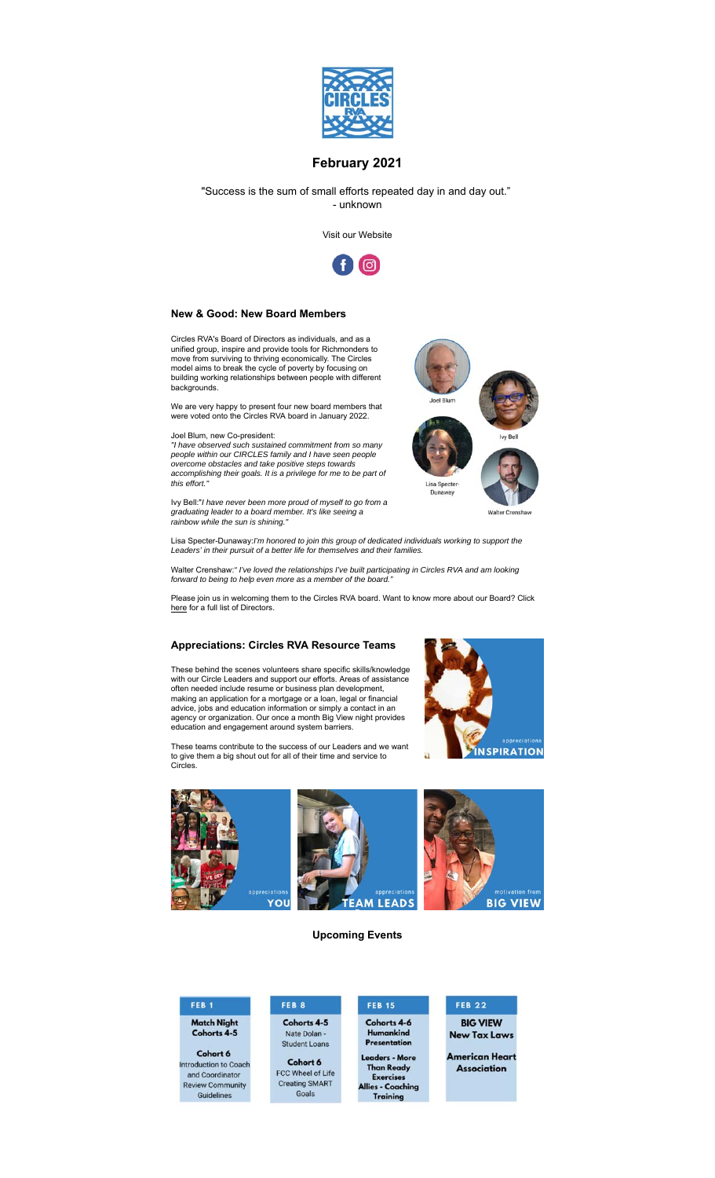# February 2021

"Success is the sum of small efforts repeated day in and day out."
- unknown

Visit our Website

## New & Good: New Board Members

Circles RVA's Board of Directors as individuals, and as a unified group, inspire and provide tools for Richmonders to move from surviving to thriving economically. The Circles model aims to break the cycle of poverty by focusing on building working relationships between people with different backgrounds.

We are very happy to present four new board members that were voted onto the Circles RVA board in January 2022.

Joel Blum, new Co-president:
*"I have observed such sustained commitment from so many people within our CIRCLES family and I have seen people overcome obstacles and take positive steps towards accomplishing their goals. It is a privilege for me to be part of this effort."*

Ivy Bell:*"I have never been more proud of myself to go from a graduating leader to a board member. It's like seeing a rainbow while the sun is shining."*

Lisa Specter-Dunaway:*I'm honored to join this group of dedicated individuals working to support the Leaders' in their pursuit of a better life for themselves and their families.*

Walter Crenshaw:*" I've loved the relationships I've built participating in Circles RVA and am looking forward to being to help even more as a member of the board."*

Please join us in welcoming them to the Circles RVA board. Want to know more about our Board? Click here for a full list of Directors.

Joel Blum

Ivy Bell

Lisa Specter-Dunaway

Walter Crenshaw

## Appreciations: Circles RVA Resource Teams

These behind the scenes volunteers share specific skills/knowledge with our Circle Leaders and support our efforts. Areas of assistance often needed include resume or business plan development, making an application for a mortgage or a loan, legal or financial advice, jobs and education information or simply a contact in an agency or organization. Our once a month Big View night provides education and engagement around system barriers.

These teams contribute to the success of our Leaders and we want to give them a big shout out for all of their time and service to Circles.

appreciations INSPIRATION

appreciations YOU

appreciations TEAM LEADS

motivation from BIG VIEW

## Upcoming Events

| FEB 1 | FEB 8 | FEB 15 | FEB 22 |
|---|---|---|---|
| **Match Night Cohorts 4-5**<br><br>**Cohort 6** Introduction to Coach and Coordinator Review Community Guidelines | **Cohorts 4-5** Nate Dolan - Student Loans<br><br>**Cohort 6** FCC Wheel of Life Creating SMART Goals | **Cohorts 4-6 Humankind Presentation**<br><br>**Leaders - More Than Ready Exercises Allies - Coaching Training** | **BIG VIEW New Tax Laws**<br><br>**American Heart Association** |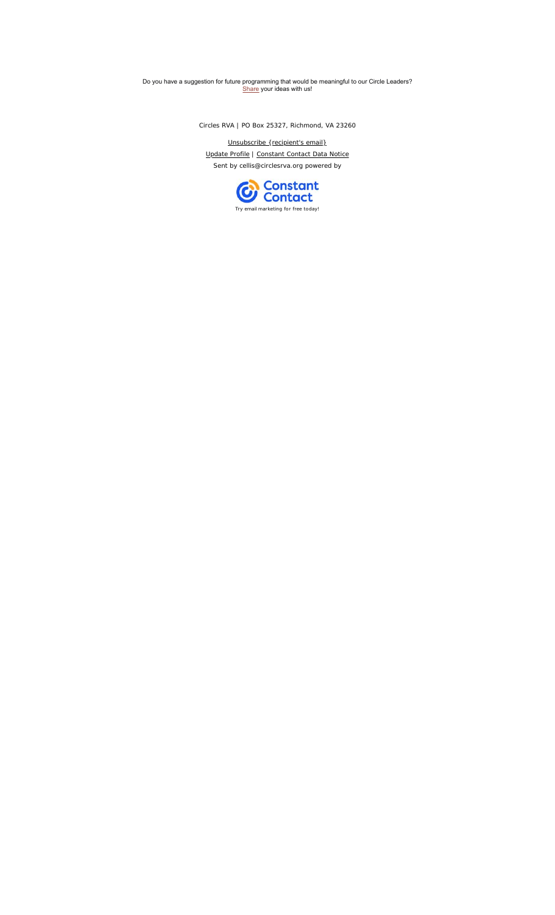Do you have a suggestion for future programming that would be meaningful to our Circle Leaders? Share your ideas with us!

Circles RVA | PO Box 25327, Richmond, VA 23260

Unsubscribe {recipient's email}

Update Profile | Constant Contact Data Notice

Sent by cellis@circlesrva.org powered by

Constant Contact

Try email marketing for free today!